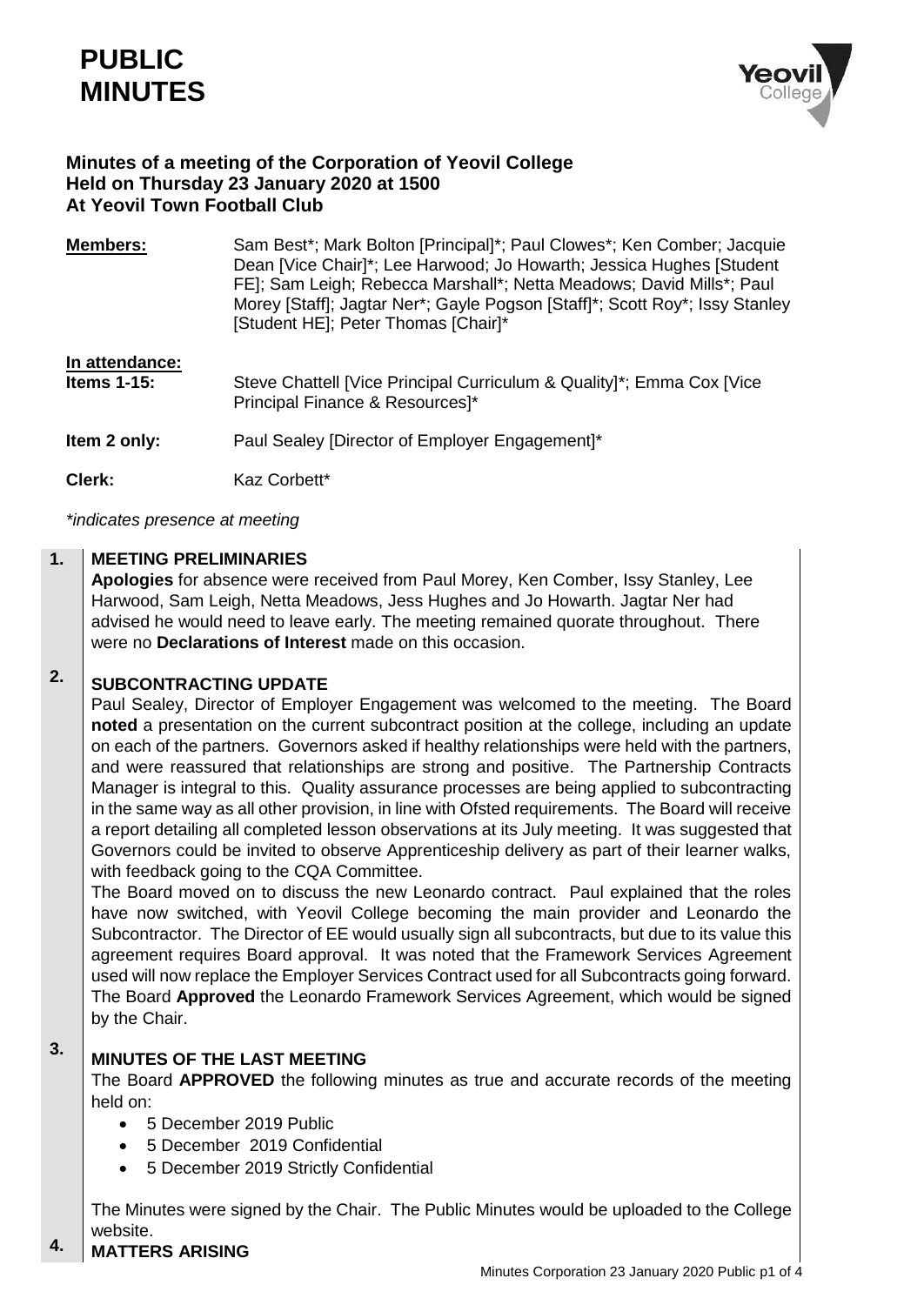# PUBLIC MINUTES

**Minutes of a meeting of the Corporation of Yeovil College**
**Held on Thursday 23 January 2020 at 1500**
**At Yeovil Town Football Club**

**Members:** Sam Best*; Mark Bolton [Principal]*; Paul Clowes*; Ken Comber; Jacquie Dean [Vice Chair]*; Lee Harwood; Jo Howarth; Jessica Hughes [Student FE]; Sam Leigh; Rebecca Marshall*; Netta Meadows; David Mills*; Paul Morey [Staff]; Jagtar Ner*; Gayle Pogson [Staff]*; Scott Roy*; Issy Stanley [Student HE]; Peter Thomas [Chair]*

**In attendance:**

**Items 1-15:** Steve Chattell [Vice Principal Curriculum & Quality]*; Emma Cox [Vice Principal Finance & Resources]*

**Item 2 only:** Paul Sealey [Director of Employer Engagement]*

**Clerk:** Kaz Corbett*

*\*indicates presence at meeting*

**1. MEETING PRELIMINARIES**

**Apologies** for absence were received from Paul Morey, Ken Comber, Issy Stanley, Lee Harwood, Sam Leigh, Netta Meadows, Jess Hughes and Jo Howarth. Jagtar Ner had advised he would need to leave early. The meeting remained quorate throughout. There were no **Declarations of Interest** made on this occasion.

**2. SUBCONTRACTING UPDATE**

Paul Sealey, Director of Employer Engagement was welcomed to the meeting. The Board **noted** a presentation on the current subcontract position at the college, including an update on each of the partners. Governors asked if healthy relationships were held with the partners, and were reassured that relationships are strong and positive. The Partnership Contracts Manager is integral to this. Quality assurance processes are being applied to subcontracting in the same way as all other provision, in line with Ofsted requirements. The Board will receive a report detailing all completed lesson observations at its July meeting. It was suggested that Governors could be invited to observe Apprenticeship delivery as part of their learner walks, with feedback going to the CQA Committee.

The Board moved on to discuss the new Leonardo contract. Paul explained that the roles have now switched, with Yeovil College becoming the main provider and Leonardo the Subcontractor. The Director of EE would usually sign all subcontracts, but due to its value this agreement requires Board approval. It was noted that the Framework Services Agreement used will now replace the Employer Services Contract used for all Subcontracts going forward. The Board **Approved** the Leonardo Framework Services Agreement, which would be signed by the Chair.

**3. MINUTES OF THE LAST MEETING**

The Board **APPROVED** the following minutes as true and accurate records of the meeting held on:

- 5 December 2019 Public
- 5 December 2019 Confidential
- 5 December 2019 Strictly Confidential

The Minutes were signed by the Chair. The Public Minutes would be uploaded to the College website.

**4. MATTERS ARISING**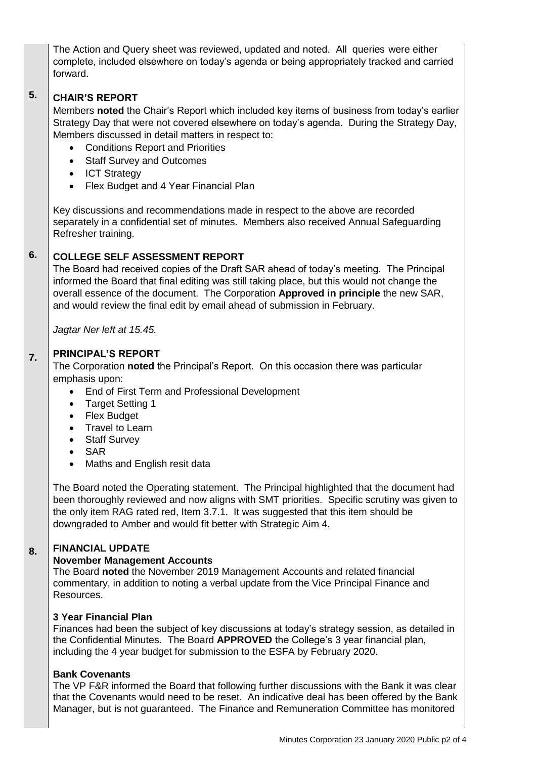The Action and Query sheet was reviewed, updated and noted. All queries were either complete, included elsewhere on today's agenda or being appropriately tracked and carried forward.

## 5. CHAIR'S REPORT

Members **noted** the Chair's Report which included key items of business from today's earlier Strategy Day that were not covered elsewhere on today's agenda. During the Strategy Day, Members discussed in detail matters in respect to:

- Conditions Report and Priorities
- Staff Survey and Outcomes
- ICT Strategy
- Flex Budget and 4 Year Financial Plan

Key discussions and recommendations made in respect to the above are recorded separately in a confidential set of minutes. Members also received Annual Safeguarding Refresher training.

## 6. COLLEGE SELF ASSESSMENT REPORT

The Board had received copies of the Draft SAR ahead of today's meeting. The Principal informed the Board that final editing was still taking place, but this would not change the overall essence of the document. The Corporation **Approved in principle** the new SAR, and would review the final edit by email ahead of submission in February.

*Jagtar Ner left at 15.45.*

## 7. PRINCIPAL'S REPORT

The Corporation **noted** the Principal's Report. On this occasion there was particular emphasis upon:

- End of First Term and Professional Development
- Target Setting 1
- Flex Budget
- Travel to Learn
- Staff Survey
- SAR
- Maths and English resit data

The Board noted the Operating statement. The Principal highlighted that the document had been thoroughly reviewed and now aligns with SMT priorities. Specific scrutiny was given to the only item RAG rated red, Item 3.7.1. It was suggested that this item should be downgraded to Amber and would fit better with Strategic Aim 4.

## 8. FINANCIAL UPDATE

**November Management Accounts**

The Board **noted** the November 2019 Management Accounts and related financial commentary, in addition to noting a verbal update from the Vice Principal Finance and Resources.

**3 Year Financial Plan**

Finances had been the subject of key discussions at today's strategy session, as detailed in the Confidential Minutes. The Board **APPROVED** the College's 3 year financial plan, including the 4 year budget for submission to the ESFA by February 2020.

**Bank Covenants**

The VP F&R informed the Board that following further discussions with the Bank it was clear that the Covenants would need to be reset. An indicative deal has been offered by the Bank Manager, but is not guaranteed. The Finance and Remuneration Committee has monitored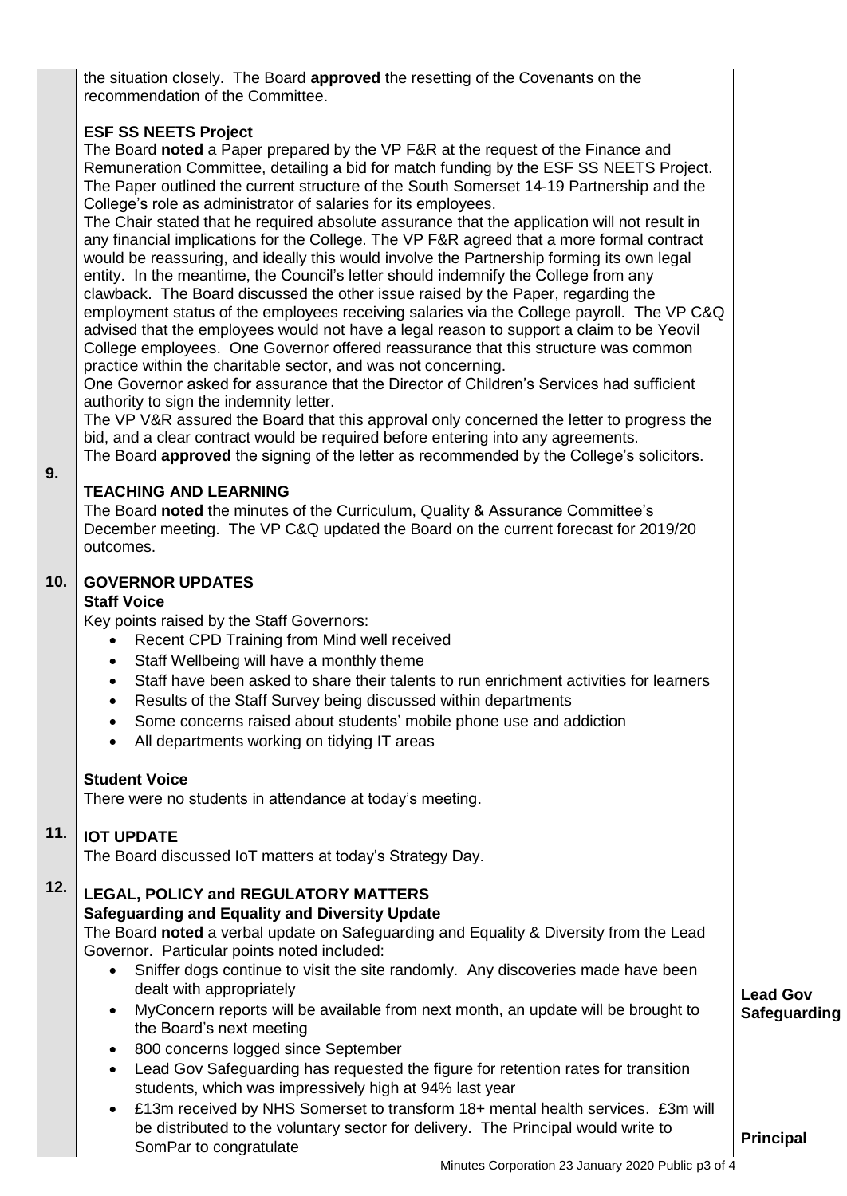the situation closely. The Board **approved** the resetting of the Covenants on the recommendation of the Committee.

**ESF SS NEETS Project**

The Board **noted** a Paper prepared by the VP F&R at the request of the Finance and Remuneration Committee, detailing a bid for match funding by the ESF SS NEETS Project. The Paper outlined the current structure of the South Somerset 14-19 Partnership and the College's role as administrator of salaries for its employees.

The Chair stated that he required absolute assurance that the application will not result in any financial implications for the College. The VP F&R agreed that a more formal contract would be reassuring, and ideally this would involve the Partnership forming its own legal entity. In the meantime, the Council's letter should indemnify the College from any clawback. The Board discussed the other issue raised by the Paper, regarding the employment status of the employees receiving salaries via the College payroll. The VP C&Q advised that the employees would not have a legal reason to support a claim to be Yeovil College employees. One Governor offered reassurance that this structure was common practice within the charitable sector, and was not concerning.

One Governor asked for assurance that the Director of Children's Services had sufficient authority to sign the indemnity letter.

The VP V&R assured the Board that this approval only concerned the letter to progress the bid, and a clear contract would be required before entering into any agreements.

The Board **approved** the signing of the letter as recommended by the College's solicitors.

## 9. TEACHING AND LEARNING

The Board **noted** the minutes of the Curriculum, Quality & Assurance Committee's December meeting. The VP C&Q updated the Board on the current forecast for 2019/20 outcomes.

## 10. GOVERNOR UPDATES

**Staff Voice**

Key points raised by the Staff Governors:

- Recent CPD Training from Mind well received
- Staff Wellbeing will have a monthly theme
- Staff have been asked to share their talents to run enrichment activities for learners
- Results of the Staff Survey being discussed within departments
- Some concerns raised about students' mobile phone use and addiction
- All departments working on tidying IT areas

**Student Voice**

There were no students in attendance at today's meeting.

## 11. IOT UPDATE

The Board discussed IoT matters at today's Strategy Day.

## 12. LEGAL, POLICY and REGULATORY MATTERS

**Safeguarding and Equality and Diversity Update**

The Board **noted** a verbal update on Safeguarding and Equality & Diversity from the Lead Governor. Particular points noted included:

- Sniffer dogs continue to visit the site randomly. Any discoveries made have been dealt with appropriately
- MyConcern reports will be available from next month, an update will be brought to the Board's next meeting — **Lead Gov Safeguarding**
- 800 concerns logged since September
- Lead Gov Safeguarding has requested the figure for retention rates for transition students, which was impressively high at 94% last year
- £13m received by NHS Somerset to transform 18+ mental health services. £3m will be distributed to the voluntary sector for delivery. The Principal would write to SomPar to congratulate — **Principal**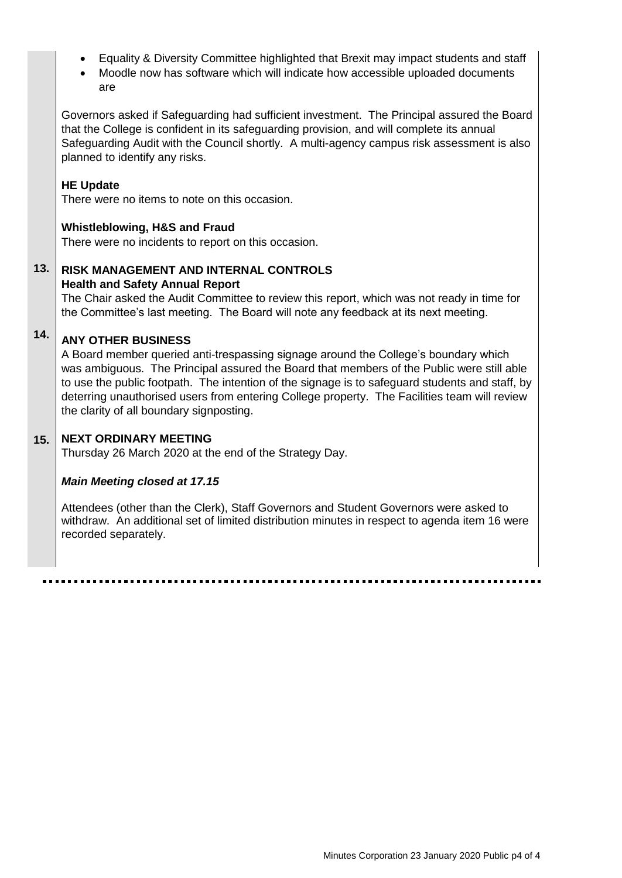- Equality & Diversity Committee highlighted that Brexit may impact students and staff
- Moodle now has software which will indicate how accessible uploaded documents are

Governors asked if Safeguarding had sufficient investment. The Principal assured the Board that the College is confident in its safeguarding provision, and will complete its annual Safeguarding Audit with the Council shortly. A multi-agency campus risk assessment is also planned to identify any risks.

**HE Update**

There were no items to note on this occasion.

**Whistleblowing, H&S and Fraud**

There were no incidents to report on this occasion.

## 13. RISK MANAGEMENT AND INTERNAL CONTROLS

**Health and Safety Annual Report**

The Chair asked the Audit Committee to review this report, which was not ready in time for the Committee's last meeting. The Board will note any feedback at its next meeting.

## 14. ANY OTHER BUSINESS

A Board member queried anti-trespassing signage around the College's boundary which was ambiguous. The Principal assured the Board that members of the Public were still able to use the public footpath. The intention of the signage is to safeguard students and staff, by deterring unauthorised users from entering College property. The Facilities team will review the clarity of all boundary signposting.

## 15. NEXT ORDINARY MEETING

Thursday 26 March 2020 at the end of the Strategy Day.

***Main Meeting closed at 17.15***

Attendees (other than the Clerk), Staff Governors and Student Governors were asked to withdraw. An additional set of limited distribution minutes in respect to agenda item 16 were recorded separately.